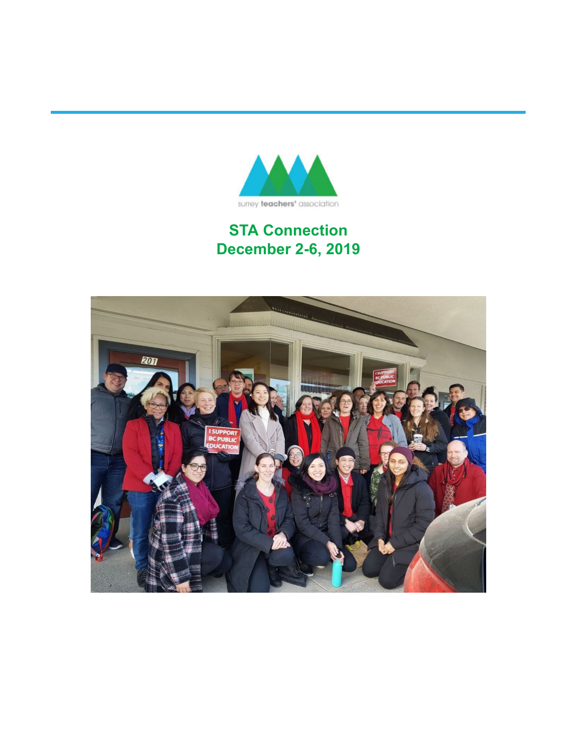surrey teachers' association

# STA Connection
# December 2-6, 2019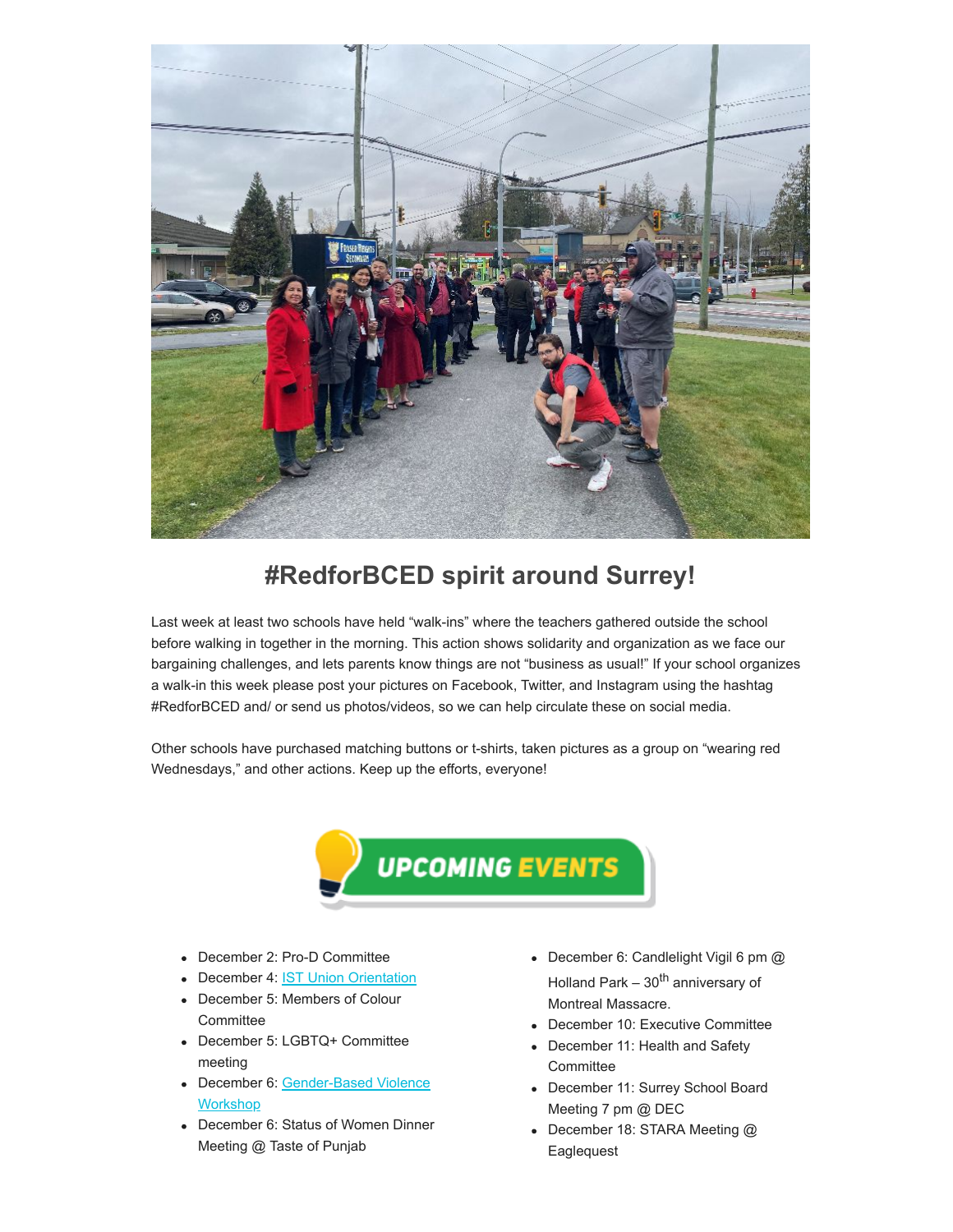## #RedforBCED spirit around Surrey!

Last week at least two schools have held "walk-ins" where the teachers gathered outside the school before walking in together in the morning. This action shows solidarity and organization as we face our bargaining challenges, and lets parents know things are not "business as usual!" If your school organizes a walk-in this week please post your pictures on Facebook, Twitter, and Instagram using the hashtag #RedforBCED and/ or send us photos/videos, so we can help circulate these on social media.

Other schools have purchased matching buttons or t-shirts, taken pictures as a group on "wearing red Wednesdays," and other actions. Keep up the efforts, everyone!

## UPCOMING EVENTS

- December 2: Pro-D Committee
- December 4: IST Union Orientation
- December 5: Members of Colour Committee
- December 5: LGBTQ+ Committee meeting
- December 6: Gender-Based Violence Workshop
- December 6: Status of Women Dinner Meeting @ Taste of Punjab
- December 6: Candlelight Vigil 6 pm @ Holland Park – 30th anniversary of Montreal Massacre.
- December 10: Executive Committee
- December 11: Health and Safety Committee
- December 11: Surrey School Board Meeting 7 pm @ DEC
- December 18: STARA Meeting @ Eaglequest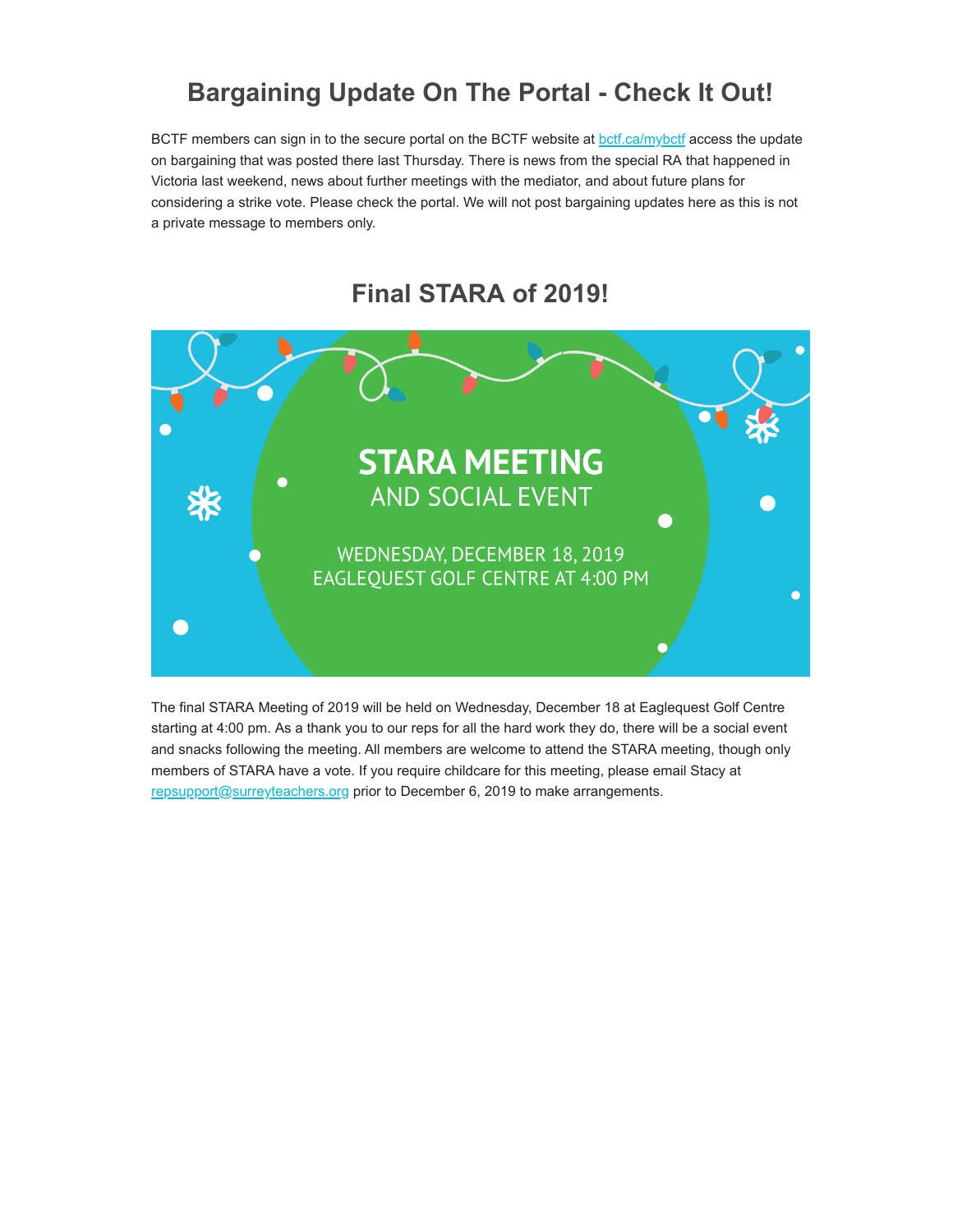## Bargaining Update On The Portal - Check It Out!

BCTF members can sign in to the secure portal on the BCTF website at bctf.ca/mybctf access the update on bargaining that was posted there last Thursday. There is news from the special RA that happened in Victoria last weekend, news about further meetings with the mediator, and about future plans for considering a strike vote. Please check the portal. We will not post bargaining updates here as this is not a private message to members only.

## Final STARA of 2019!

STARA MEETING
AND SOCIAL EVENT

WEDNESDAY, DECEMBER 18, 2019
EAGLEQUEST GOLF CENTRE AT 4:00 PM

The final STARA Meeting of 2019 will be held on Wednesday, December 18 at Eaglequest Golf Centre starting at 4:00 pm. As a thank you to our reps for all the hard work they do, there will be a social event and snacks following the meeting. All members are welcome to attend the STARA meeting, though only members of STARA have a vote. If you require childcare for this meeting, please email Stacy at repsupport@surreyteachers.org prior to December 6, 2019 to make arrangements.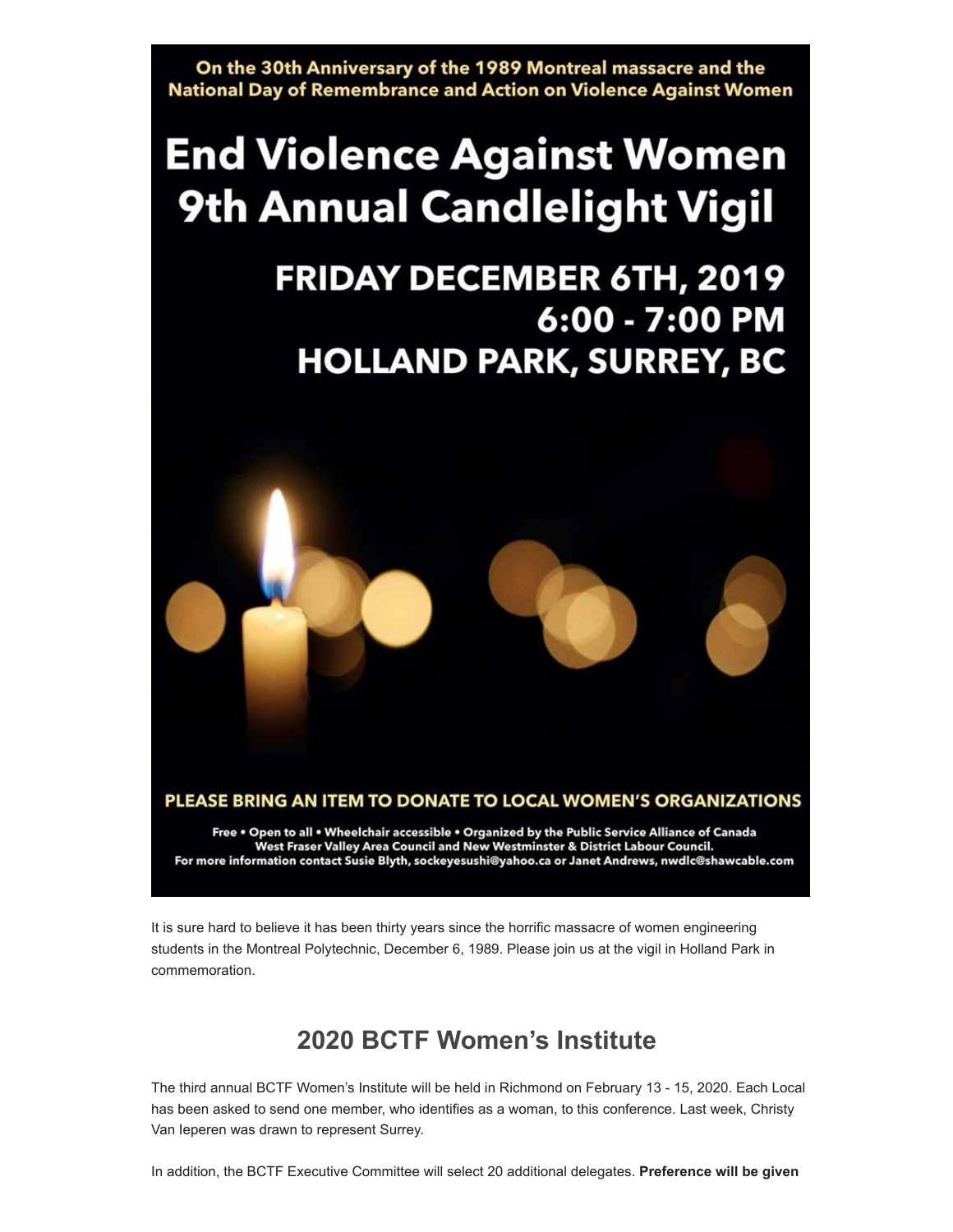On the 30th Anniversary of the 1989 Montreal massacre and the National Day of Remembrance and Action on Violence Against Women

# End Violence Against Women 9th Annual Candlelight Vigil

## FRIDAY DECEMBER 6TH, 2019
## 6:00 - 7:00 PM
## HOLLAND PARK, SURREY, BC

**PLEASE BRING AN ITEM TO DONATE TO LOCAL WOMEN'S ORGANIZATIONS**

Free • Open to all • Wheelchair accessible • Organized by the Public Service Alliance of Canada West Fraser Valley Area Council and New Westminster & District Labour Council.
For more information contact Susie Blyth, sockeyesushi@yahoo.ca or Janet Andrews, nwdlc@shawcable.com

It is sure hard to believe it has been thirty years since the horrific massacre of women engineering students in the Montreal Polytechnic, December 6, 1989. Please join us at the vigil in Holland Park in commemoration.

## 2020 BCTF Women's Institute

The third annual BCTF Women's Institute will be held in Richmond on February 13 - 15, 2020. Each Local has been asked to send one member, who identifies as a woman, to this conference. Last week, Christy Van Ieperen was drawn to represent Surrey.

In addition, the BCTF Executive Committee will select 20 additional delegates. **Preference will be given**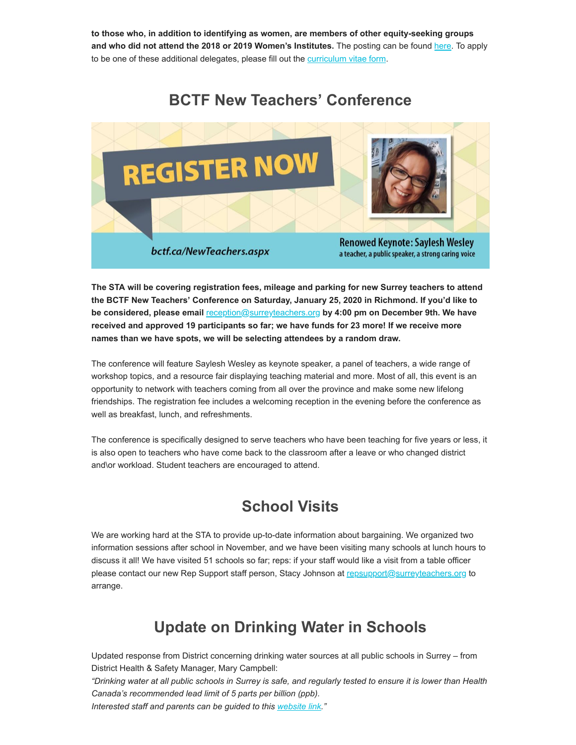**to those who, in addition to identifying as women, are members of other equity-seeking groups and who did not attend the 2018 or 2019 Women's Institutes.** The posting can be found here. To apply to be one of these additional delegates, please fill out the curriculum vitae form.

## BCTF New Teachers' Conference

REGISTER NOW

bctf.ca/NewTeachers.aspx

Renowned Keynote: Saylesh Wesley
a teacher, a public speaker, a strong caring voice

**The STA will be covering registration fees, mileage and parking for new Surrey teachers to attend the BCTF New Teachers' Conference on Saturday, January 25, 2020 in Richmond. If you'd like to be considered, please email reception@surreyteachers.org by 4:00 pm on December 9th. We have received and approved 19 participants so far; we have funds for 23 more! If we receive more names than we have spots, we will be selecting attendees by a random draw.**

The conference will feature Saylesh Wesley as keynote speaker, a panel of teachers, a wide range of workshop topics, and a resource fair displaying teaching material and more. Most of all, this event is an opportunity to network with teachers coming from all over the province and make some new lifelong friendships. The registration fee includes a welcoming reception in the evening before the conference as well as breakfast, lunch, and refreshments.

The conference is specifically designed to serve teachers who have been teaching for five years or less, it is also open to teachers who have come back to the classroom after a leave or who changed district and\or workload. Student teachers are encouraged to attend.

## School Visits

We are working hard at the STA to provide up-to-date information about bargaining. We organized two information sessions after school in November, and we have been visiting many schools at lunch hours to discuss it all! We have visited 51 schools so far; reps: if your staff would like a visit from a table officer please contact our new Rep Support staff person, Stacy Johnson at repsupport@surreyteachers.org to arrange.

## Update on Drinking Water in Schools

Updated response from District concerning drinking water sources at all public schools in Surrey – from District Health & Safety Manager, Mary Campbell:
*"Drinking water at all public schools in Surrey is safe, and regularly tested to ensure it is lower than Health Canada's recommended lead limit of 5 parts per billion (ppb).*
*Interested staff and parents can be guided to this website link."*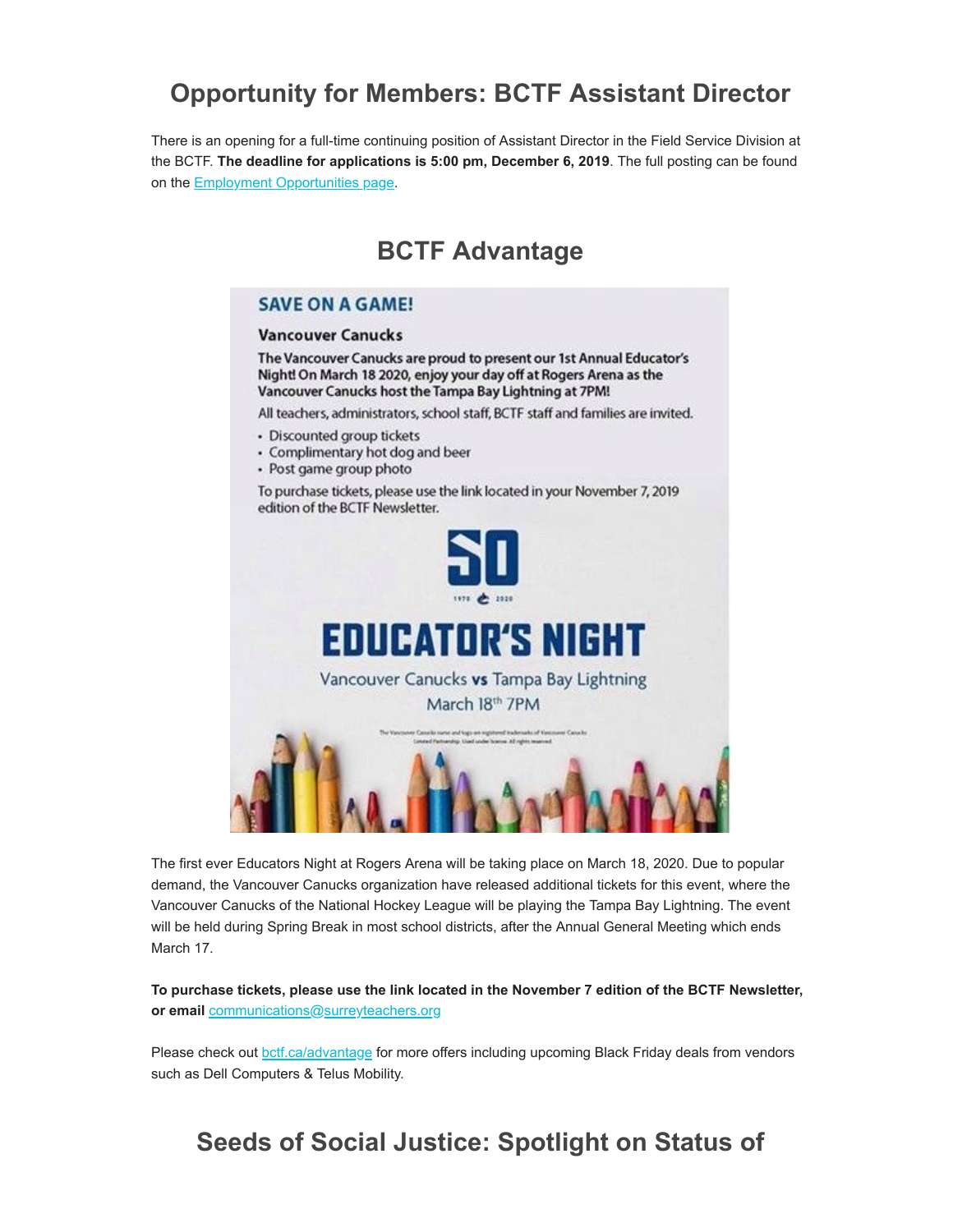# Opportunity for Members: BCTF Assistant Director

There is an opening for a full-time continuing position of Assistant Director in the Field Service Division at the BCTF. **The deadline for applications is 5:00 pm, December 6, 2019**. The full posting can be found on the Employment Opportunities page.

# BCTF Advantage

**SAVE ON A GAME!**

**Vancouver Canucks**

**The Vancouver Canucks are proud to present our 1st Annual Educator's Night! On March 18 2020, enjoy your day off at Rogers Arena as the Vancouver Canucks host the Tampa Bay Lightning at 7PM!**

All teachers, administrators, school staff, BCTF staff and families are invited.

- Discounted group tickets
- Complimentary hot dog and beer
- Post game group photo

To purchase tickets, please use the link located in your November 7, 2019 edition of the BCTF Newsletter.

50

1970 2020

**EDUCATOR'S NIGHT**

Vancouver Canucks **vs** Tampa Bay Lightning

March 18th 7PM

The Vancouver Canucks name and logo are registered trademarks of Vancouver Canucks Limited Partnership. Used under license. All rights reserved.

The first ever Educators Night at Rogers Arena will be taking place on March 18, 2020. Due to popular demand, the Vancouver Canucks organization have released additional tickets for this event, where the Vancouver Canucks of the National Hockey League will be playing the Tampa Bay Lightning. The event will be held during Spring Break in most school districts, after the Annual General Meeting which ends March 17.

**To purchase tickets, please use the link located in the November 7 edition of the BCTF Newsletter, or email** communications@surreyteachers.org

Please check out bctf.ca/advantage for more offers including upcoming Black Friday deals from vendors such as Dell Computers & Telus Mobility.

# Seeds of Social Justice: Spotlight on Status of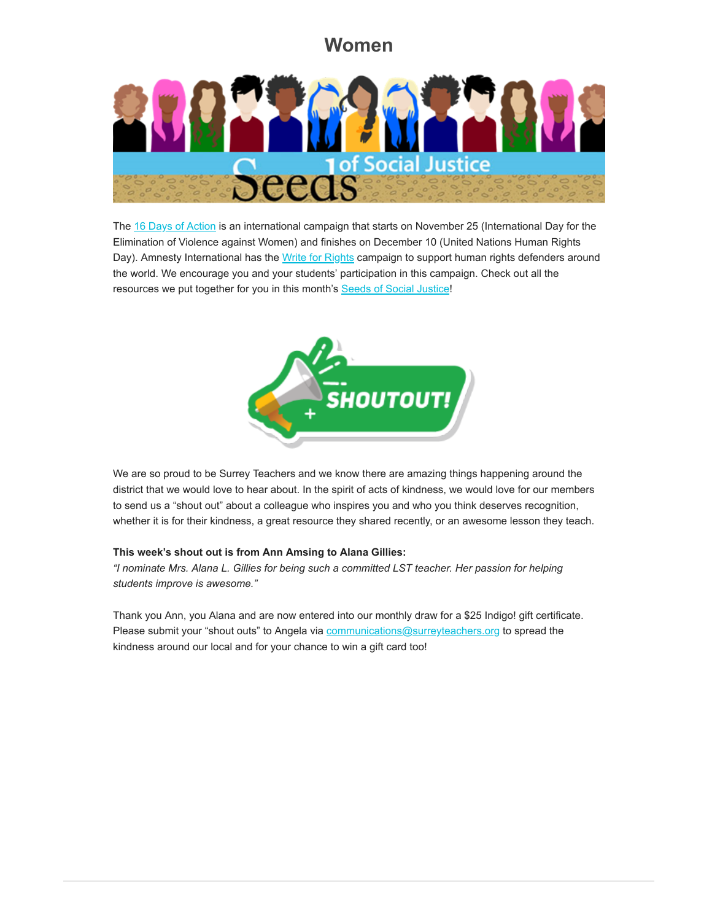# Women

The 16 Days of Action is an international campaign that starts on November 25 (International Day for the Elimination of Violence against Women) and finishes on December 10 (United Nations Human Rights Day). Amnesty International has the Write for Rights campaign to support human rights defenders around the world. We encourage you and your students' participation in this campaign. Check out all the resources we put together for you in this month's Seeds of Social Justice!

We are so proud to be Surrey Teachers and we know there are amazing things happening around the district that we would love to hear about. In the spirit of acts of kindness, we would love for our members to send us a "shout out" about a colleague who inspires you and who you think deserves recognition, whether it is for their kindness, a great resource they shared recently, or an awesome lesson they teach.

**This week's shout out is from Ann Amsing to Alana Gillies:**
*"I nominate Mrs. Alana L. Gillies for being such a committed LST teacher. Her passion for helping students improve is awesome."*

Thank you Ann, you Alana and are now entered into our monthly draw for a $25 Indigo! gift certificate. Please submit your "shout outs" to Angela via communications@surreyteachers.org to spread the kindness around our local and for your chance to win a gift card too!